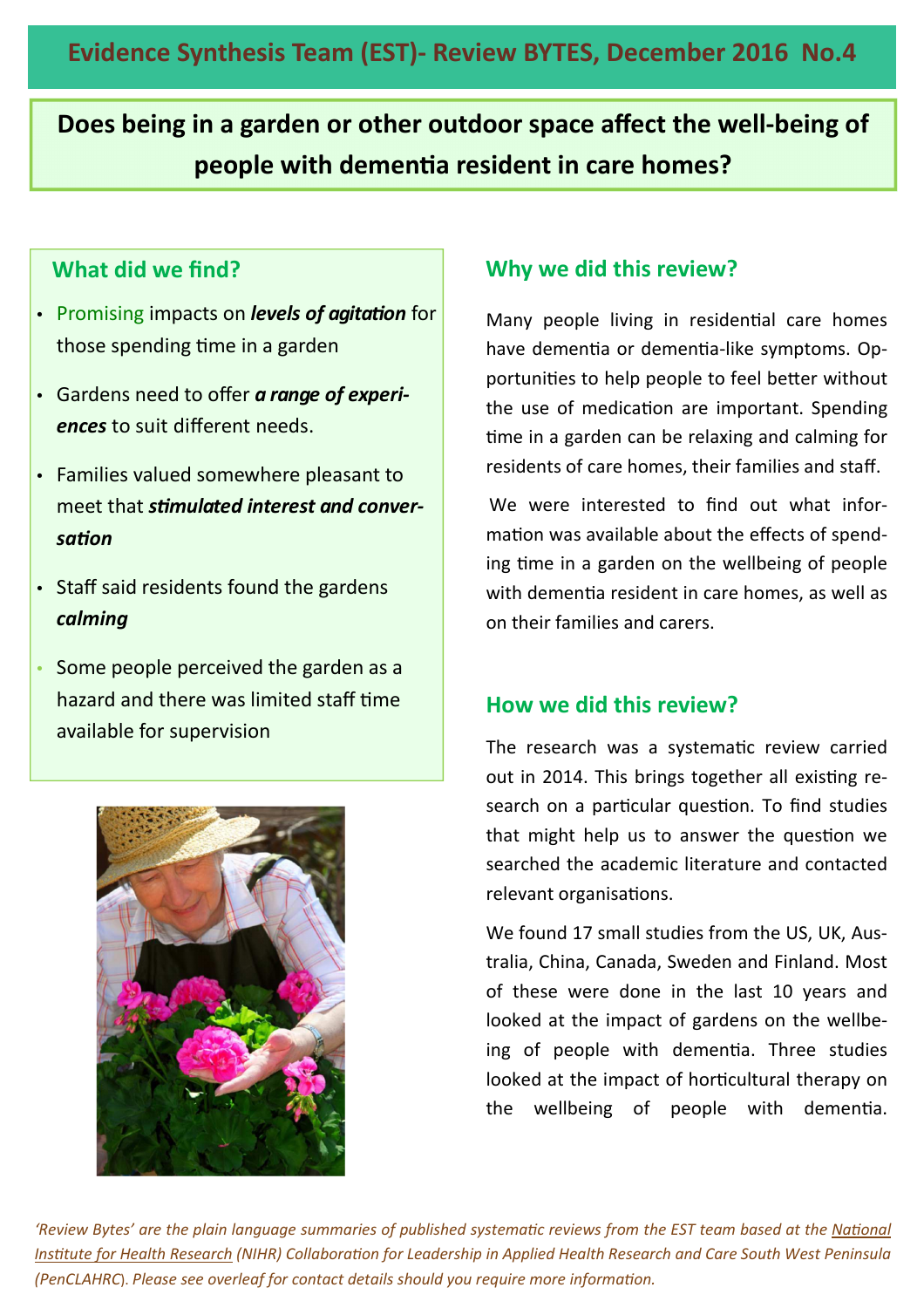# Evidence Synthesis Team (EST)- Review BYTES, December 2016 No.4

## Does being in a garden or other outdoor space affect the well-being of people with dementia resident in care homes?

### What did we find?

- Promising impacts on ***levels of agitation*** for those spending time in a garden
- Gardens need to offer ***a range of experiences*** to suit different needs.
- Families valued somewhere pleasant to meet that ***stimulated interest and conversation***
- Staff said residents found the gardens ***calming***
- Some people perceived the garden as a hazard and there was limited staff time available for supervision

### Why we did this review?

Many people living in residential care homes have dementia or dementia-like symptoms. Opportunities to help people to feel better without the use of medication are important. Spending time in a garden can be relaxing and calming for residents of care homes, their families and staff.

We were interested to find out what information was available about the effects of spending time in a garden on the wellbeing of people with dementia resident in care homes, as well as on their families and carers.

### How we did this review?

The research was a systematic review carried out in 2014. This brings together all existing research on a particular question. To find studies that might help us to answer the question we searched the academic literature and contacted relevant organisations.

We found 17 small studies from the US, UK, Australia, China, Canada, Sweden and Finland. Most of these were done in the last 10 years and looked at the impact of gardens on the wellbeing of people with dementia. Three studies looked at the impact of horticultural therapy on the wellbeing of people with dementia.

*'Review Bytes' are the plain language summaries of published systematic reviews from the EST team based at the National Institute for Health Research (NIHR) Collaboration for Leadership in Applied Health Research and Care South West Peninsula (PenCLAHRC). Please see overleaf for contact details should you require more information.*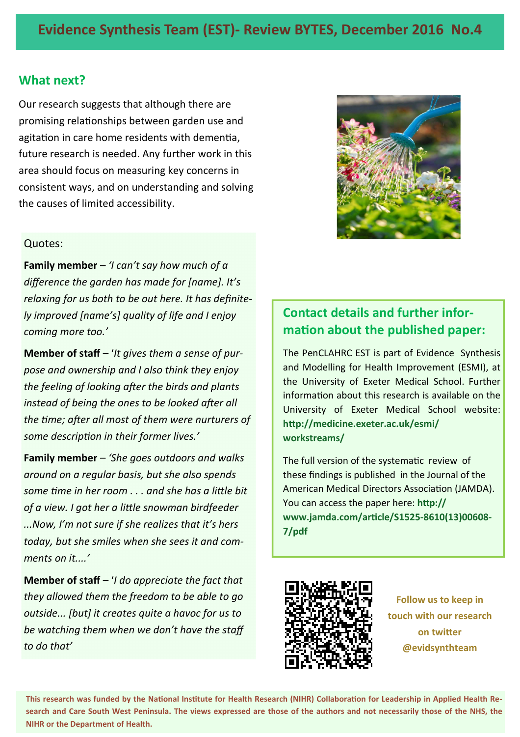# Evidence Synthesis Team (EST)- Review BYTES, December 2016 No.4

## What next?

Our research suggests that although there are promising relationships between garden use and agitation in care home residents with dementia, future research is needed. Any further work in this area should focus on measuring key concerns in consistent ways, and on understanding and solving the causes of limited accessibility.

Quotes:

**Family member** – *'I can't say how much of a difference the garden has made for [name]. It's relaxing for us both to be out here. It has definitely improved [name's] quality of life and I enjoy coming more too.'*

**Member of staff** – '*It gives them a sense of purpose and ownership and I also think they enjoy the feeling of looking after the birds and plants instead of being the ones to be looked after all the time; after all most of them were nurturers of some description in their former lives.'*

**Family member** – *'She goes outdoors and walks around on a regular basis, but she also spends some time in her room . . . and she has a little bit of a view. I got her a little snowman birdfeeder ...Now, I'm not sure if she realizes that it's hers today, but she smiles when she sees it and comments on it....'*

**Member of staff** – '*I do appreciate the fact that they allowed them the freedom to be able to go outside... [but] it creates quite a havoc for us to be watching them when we don't have the staff to do that'*

## Contact details and further information about the published paper:

The PenCLAHRC EST is part of Evidence Synthesis and Modelling for Health Improvement (ESMI), at the University of Exeter Medical School. Further information about this research is available on the University of Exeter Medical School website: **http://medicine.exeter.ac.uk/esmi/workstreams/**

The full version of the systematic review of these findings is published in the Journal of the American Medical Directors Association (JAMDA). You can access the paper here: **http://www.jamda.com/article/S1525-8610(13)00608-7/pdf**

**Follow us to keep in touch with our research on twitter @evidsynthteam**

**This research was funded by the National Institute for Health Research (NIHR) Collaboration for Leadership in Applied Health Research and Care South West Peninsula. The views expressed are those of the authors and not necessarily those of the NHS, the NIHR or the Department of Health.**